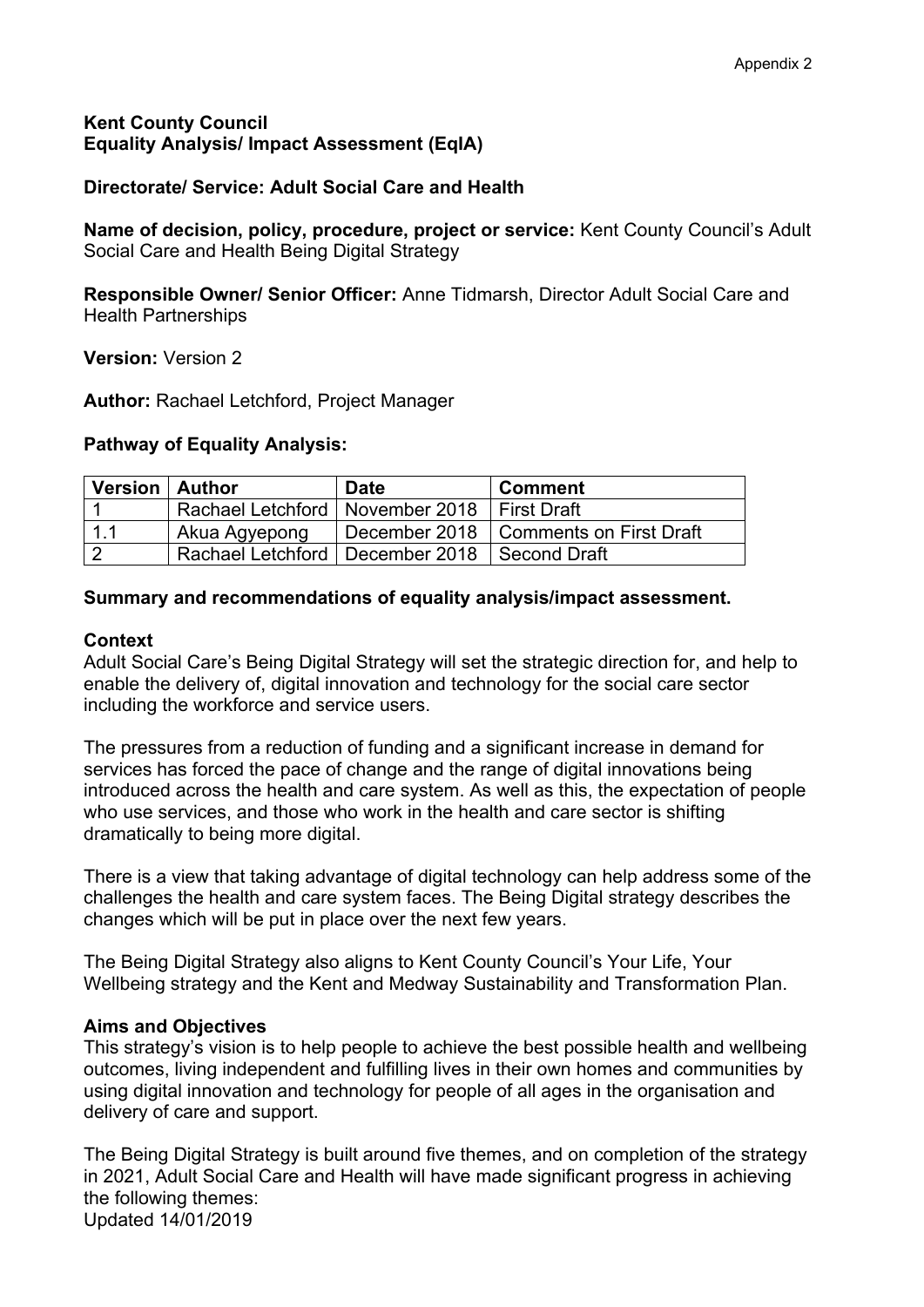Appendix 2

**Kent County Council**
**Equality Analysis/ Impact Assessment (EqIA)**

**Directorate/ Service: Adult Social Care and Health**

**Name of decision, policy, procedure, project or service:** Kent County Council's Adult Social Care and Health Being Digital Strategy

**Responsible Owner/ Senior Officer:** Anne Tidmarsh, Director Adult Social Care and Health Partnerships

**Version:** Version 2

**Author:** Rachael Letchford, Project Manager

**Pathway of Equality Analysis:**

| Version | Author | Date | Comment |
|---|---|---|---|
| 1 | Rachael Letchford | November 2018 | First Draft |
| 1.1 | Akua Agyepong | December 2018 | Comments on First Draft |
| 2 | Rachael Letchford | December 2018 | Second Draft |

**Summary and recommendations of equality analysis/impact assessment.**

**Context**

Adult Social Care's Being Digital Strategy will set the strategic direction for, and help to enable the delivery of, digital innovation and technology for the social care sector including the workforce and service users.

The pressures from a reduction of funding and a significant increase in demand for services has forced the pace of change and the range of digital innovations being introduced across the health and care system. As well as this, the expectation of people who use services, and those who work in the health and care sector is shifting dramatically to being more digital.

There is a view that taking advantage of digital technology can help address some of the challenges the health and care system faces. The Being Digital strategy describes the changes which will be put in place over the next few years.

The Being Digital Strategy also aligns to Kent County Council's Your Life, Your Wellbeing strategy and the Kent and Medway Sustainability and Transformation Plan.

**Aims and Objectives**

This strategy's vision is to help people to achieve the best possible health and wellbeing outcomes, living independent and fulfilling lives in their own homes and communities by using digital innovation and technology for people of all ages in the organisation and delivery of care and support.

The Being Digital Strategy is built around five themes, and on completion of the strategy in 2021, Adult Social Care and Health will have made significant progress in achieving the following themes:

Updated 14/01/2019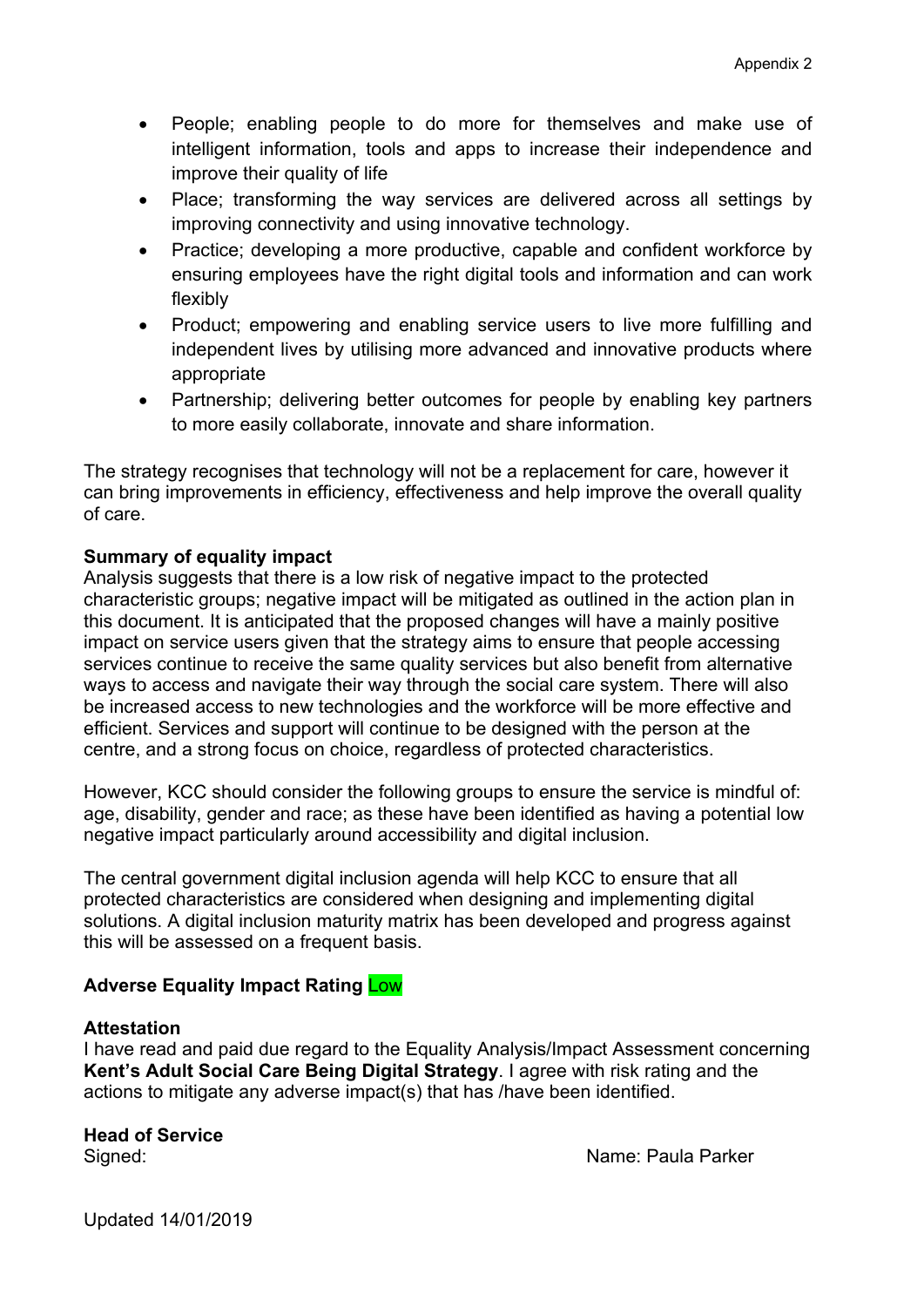- People; enabling people to do more for themselves and make use of intelligent information, tools and apps to increase their independence and improve their quality of life
- Place; transforming the way services are delivered across all settings by improving connectivity and using innovative technology.
- Practice; developing a more productive, capable and confident workforce by ensuring employees have the right digital tools and information and can work flexibly
- Product; empowering and enabling service users to live more fulfilling and independent lives by utilising more advanced and innovative products where appropriate
- Partnership; delivering better outcomes for people by enabling key partners to more easily collaborate, innovate and share information.

The strategy recognises that technology will not be a replacement for care, however it can bring improvements in efficiency, effectiveness and help improve the overall quality of care.

**Summary of equality impact**

Analysis suggests that there is a low risk of negative impact to the protected characteristic groups; negative impact will be mitigated as outlined in the action plan in this document. It is anticipated that the proposed changes will have a mainly positive impact on service users given that the strategy aims to ensure that people accessing services continue to receive the same quality services but also benefit from alternative ways to access and navigate their way through the social care system. There will also be increased access to new technologies and the workforce will be more effective and efficient. Services and support will continue to be designed with the person at the centre, and a strong focus on choice, regardless of protected characteristics.

However, KCC should consider the following groups to ensure the service is mindful of: age, disability, gender and race; as these have been identified as having a potential low negative impact particularly around accessibility and digital inclusion.

The central government digital inclusion agenda will help KCC to ensure that all protected characteristics are considered when designing and implementing digital solutions. A digital inclusion maturity matrix has been developed and progress against this will be assessed on a frequent basis.

**Adverse Equality Impact Rating** Low

**Attestation**

I have read and paid due regard to the Equality Analysis/Impact Assessment concerning **Kent's Adult Social Care Being Digital Strategy**. I agree with risk rating and the actions to mitigate any adverse impact(s) that has /have been identified.

**Head of Service**

Signed: Name: Paula Parker

Updated 14/01/2019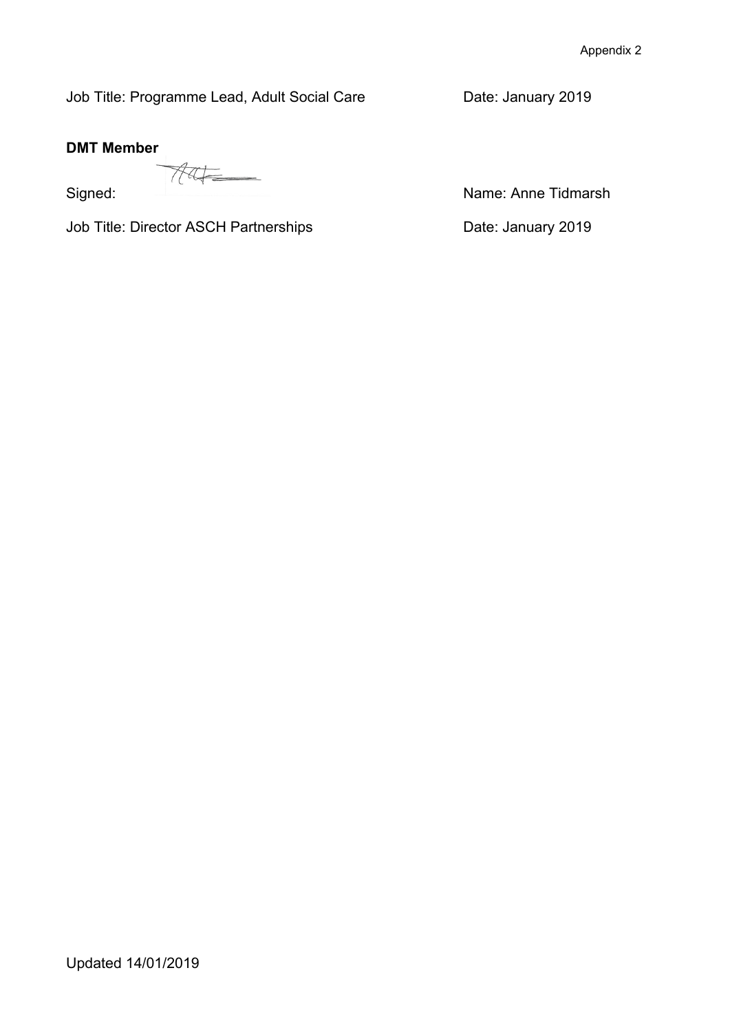Job Title: Programme Lead, Adult Social Care        Date: January 2019

**DMT Member**

Signed:        Name: Anne Tidmarsh

Job Title: Director ASCH Partnerships        Date: January 2019

Updated 14/01/2019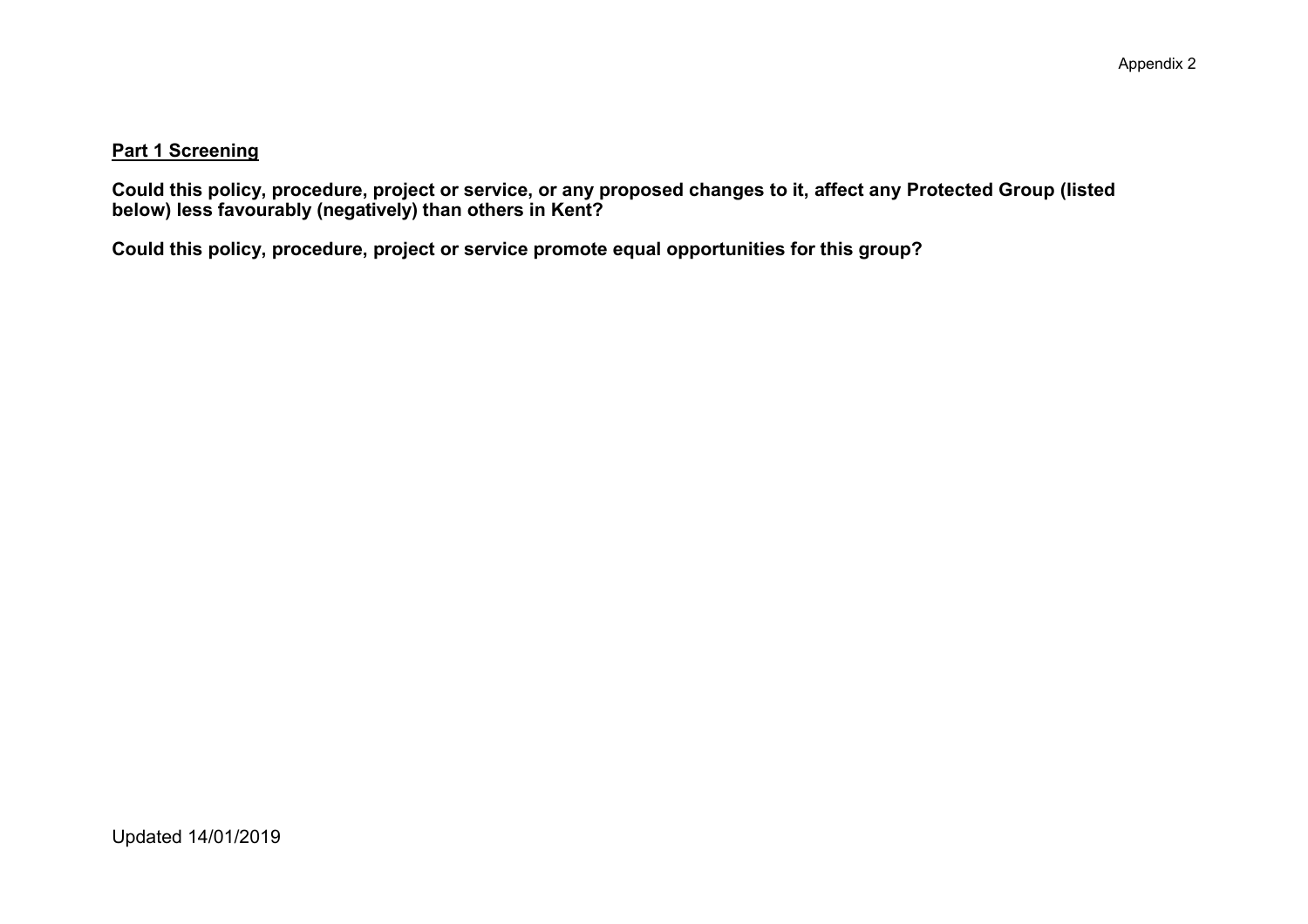**Part 1 Screening**

**Could this policy, procedure, project or service, or any proposed changes to it, affect any Protected Group (listed below) less favourably (negatively) than others in Kent?**

**Could this policy, procedure, project or service promote equal opportunities for this group?**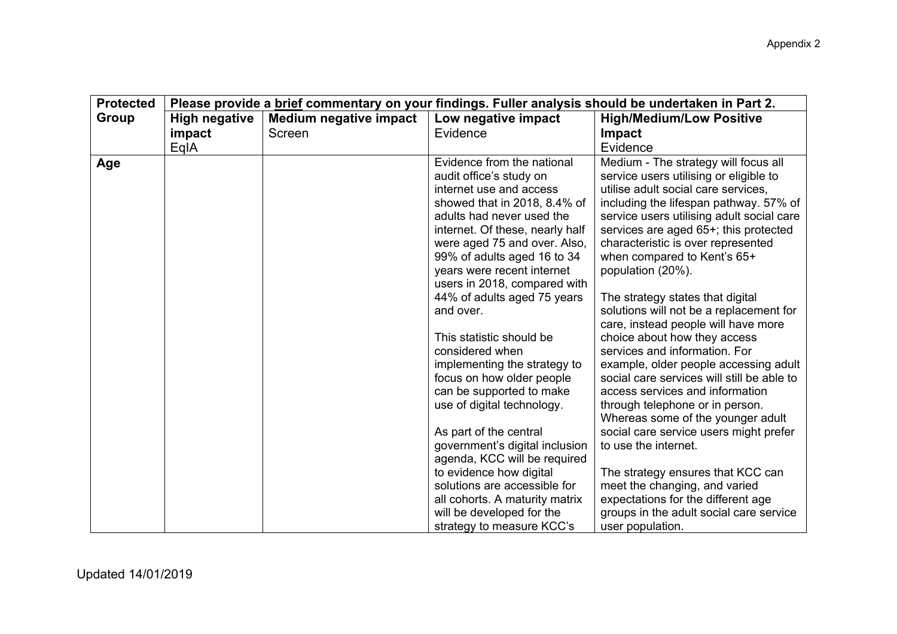| Protected Group | Please provide a <u>brief</u> commentary on your findings. Fuller analysis should be undertaken in Part 2. | | | |
|---|---|---|---|---|
| | **High negative impact** EqIA | **Medium negative impact** Screen | **Low negative impact** Evidence | **High/Medium/Low Positive Impact** Evidence |
| **Age** | | | Evidence from the national audit office's study on internet use and access showed that in 2018, 8.4% of adults had never used the internet. Of these, nearly half were aged 75 and over. Also, 99% of adults aged 16 to 34 years were recent internet users in 2018, compared with 44% of adults aged 75 years and over.<br><br>This statistic should be considered when implementing the strategy to focus on how older people can be supported to make use of digital technology.<br><br>As part of the central government's digital inclusion agenda, KCC will be required to evidence how digital solutions are accessible for all cohorts. A maturity matrix will be developed for the strategy to measure KCC's | Medium - The strategy will focus all service users utilising or eligible to utilise adult social care services, including the lifespan pathway. 57% of service users utilising adult social care services are aged 65+; this protected characteristic is over represented when compared to Kent's 65+ population (20%).<br><br>The strategy states that digital solutions will not be a replacement for care, instead people will have more choice about how they access services and information. For example, older people accessing adult social care services will still be able to access services and information through telephone or in person. Whereas some of the younger adult social care service users might prefer to use the internet.<br><br>The strategy ensures that KCC can meet the changing, and varied expectations for the different age groups in the adult social care service user population. |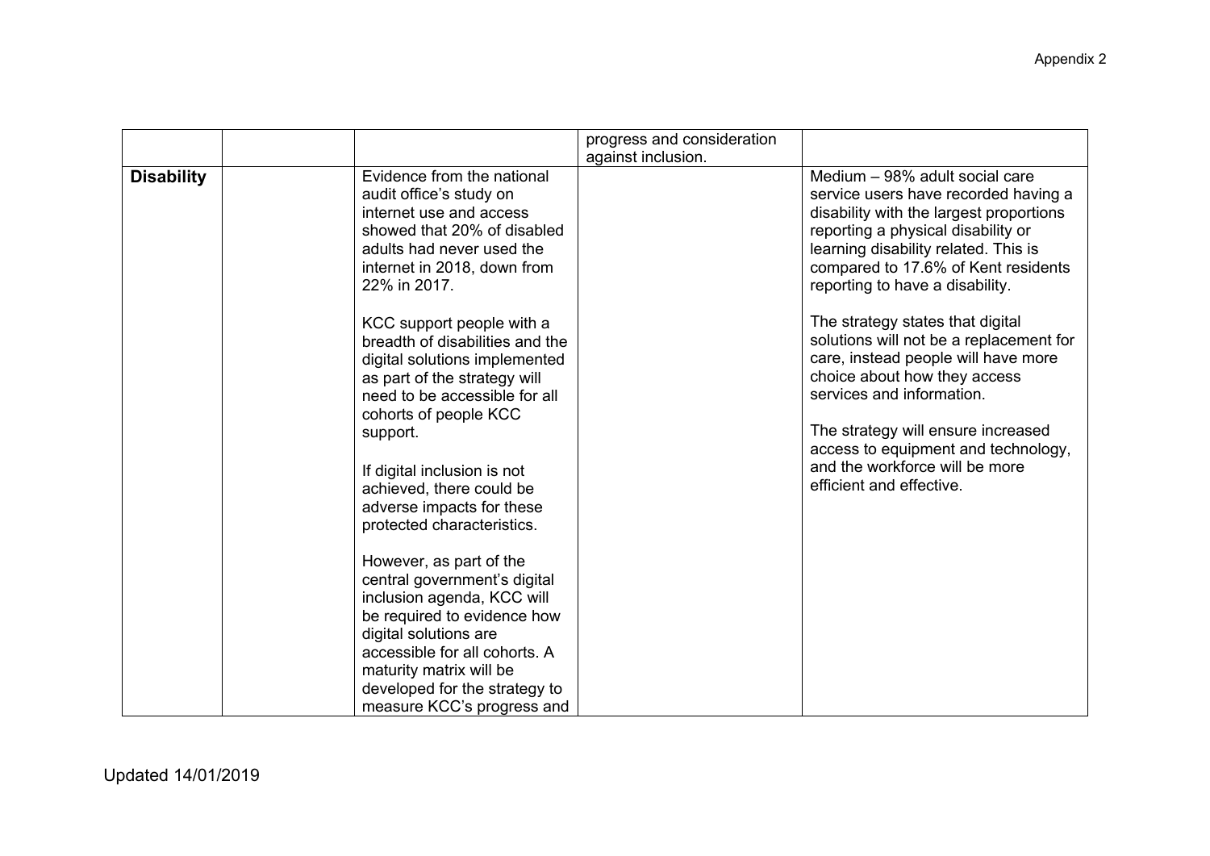| | | | | |
|---|---|---|---|---|
| | | | progress and consideration against inclusion. | |
| **Disability** | | Evidence from the national audit office's study on internet use and access showed that 20% of disabled adults had never used the internet in 2018, down from 22% in 2017.<br><br>KCC support people with a breadth of disabilities and the digital solutions implemented as part of the strategy will need to be accessible for all cohorts of people KCC support.<br><br>If digital inclusion is not achieved, there could be adverse impacts for these protected characteristics.<br><br>However, as part of the central government's digital inclusion agenda, KCC will be required to evidence how digital solutions are accessible for all cohorts. A maturity matrix will be developed for the strategy to measure KCC's progress and | | Medium – 98% adult social care service users have recorded having a disability with the largest proportions reporting a physical disability or learning disability related. This is compared to 17.6% of Kent residents reporting to have a disability.<br><br>The strategy states that digital solutions will not be a replacement for care, instead people will have more choice about how they access services and information.<br><br>The strategy will ensure increased access to equipment and technology, and the workforce will be more efficient and effective. |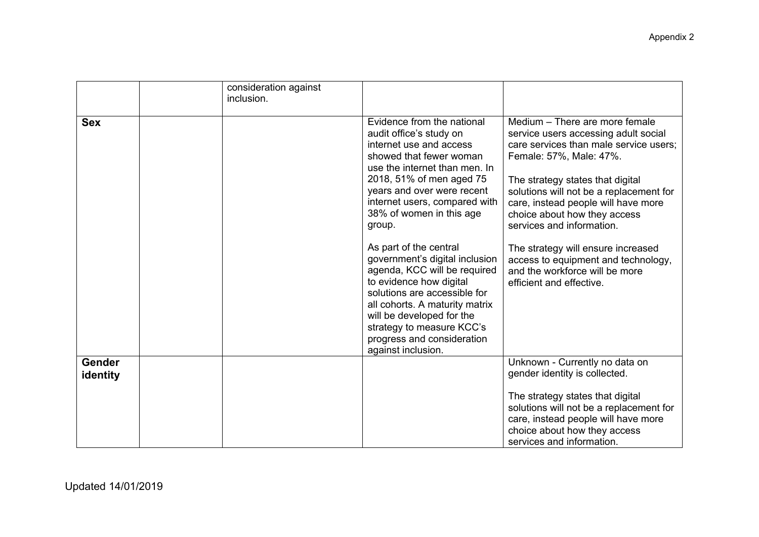| | | | | |
|---|---|---|---|---|
| | | consideration against inclusion. | | |
| **Sex** | | | Evidence from the national audit office's study on internet use and access showed that fewer woman use the internet than men. In 2018, 51% of men aged 75 years and over were recent internet users, compared with 38% of women in this age group.<br><br>As part of the central government's digital inclusion agenda, KCC will be required to evidence how digital solutions are accessible for all cohorts. A maturity matrix will be developed for the strategy to measure KCC's progress and consideration against inclusion. | Medium – There are more female service users accessing adult social care services than male service users; Female: 57%, Male: 47%.<br><br>The strategy states that digital solutions will not be a replacement for care, instead people will have more choice about how they access services and information.<br><br>The strategy will ensure increased access to equipment and technology, and the workforce will be more efficient and effective. |
| **Gender identity** | | | | Unknown - Currently no data on gender identity is collected.<br><br>The strategy states that digital solutions will not be a replacement for care, instead people will have more choice about how they access services and information. |

Updated 14/01/2019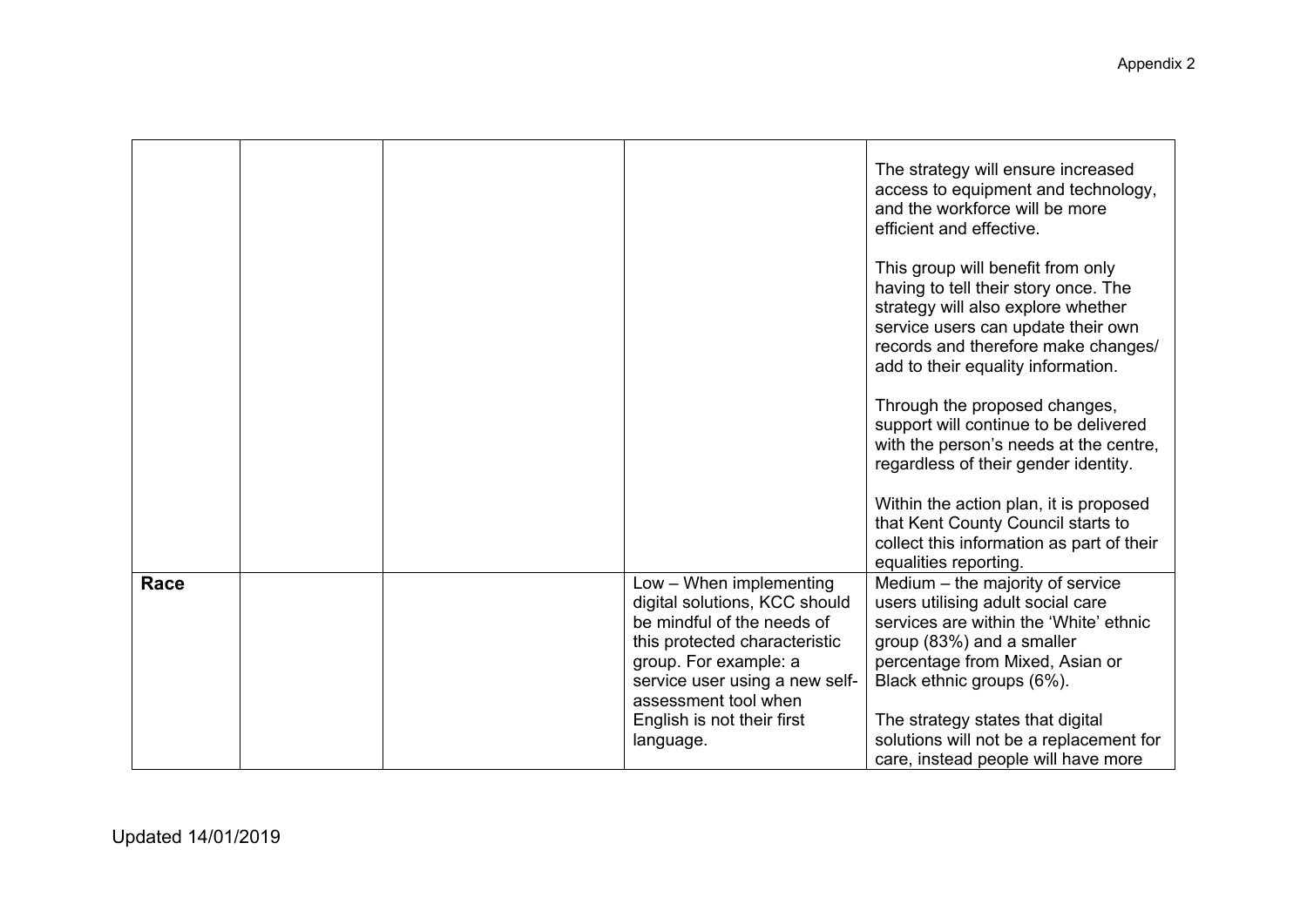|  |  |  |  |  |
|---|---|---|---|---|
|  |  |  |  | The strategy will ensure increased access to equipment and technology, and the workforce will be more efficient and effective.<br><br>This group will benefit from only having to tell their story once. The strategy will also explore whether service users can update their own records and therefore make changes/ add to their equality information.<br><br>Through the proposed changes, support will continue to be delivered with the person's needs at the centre, regardless of their gender identity.<br><br>Within the action plan, it is proposed that Kent County Council starts to collect this information as part of their equalities reporting. |
| **Race** |  |  | Low – When implementing digital solutions, KCC should be mindful of the needs of this protected characteristic group. For example: a service user using a new self-assessment tool when English is not their first language. | Medium – the majority of service users utilising adult social care services are within the 'White' ethnic group (83%) and a smaller percentage from Mixed, Asian or Black ethnic groups (6%).<br><br>The strategy states that digital solutions will not be a replacement for care, instead people will have more |

Updated 14/01/2019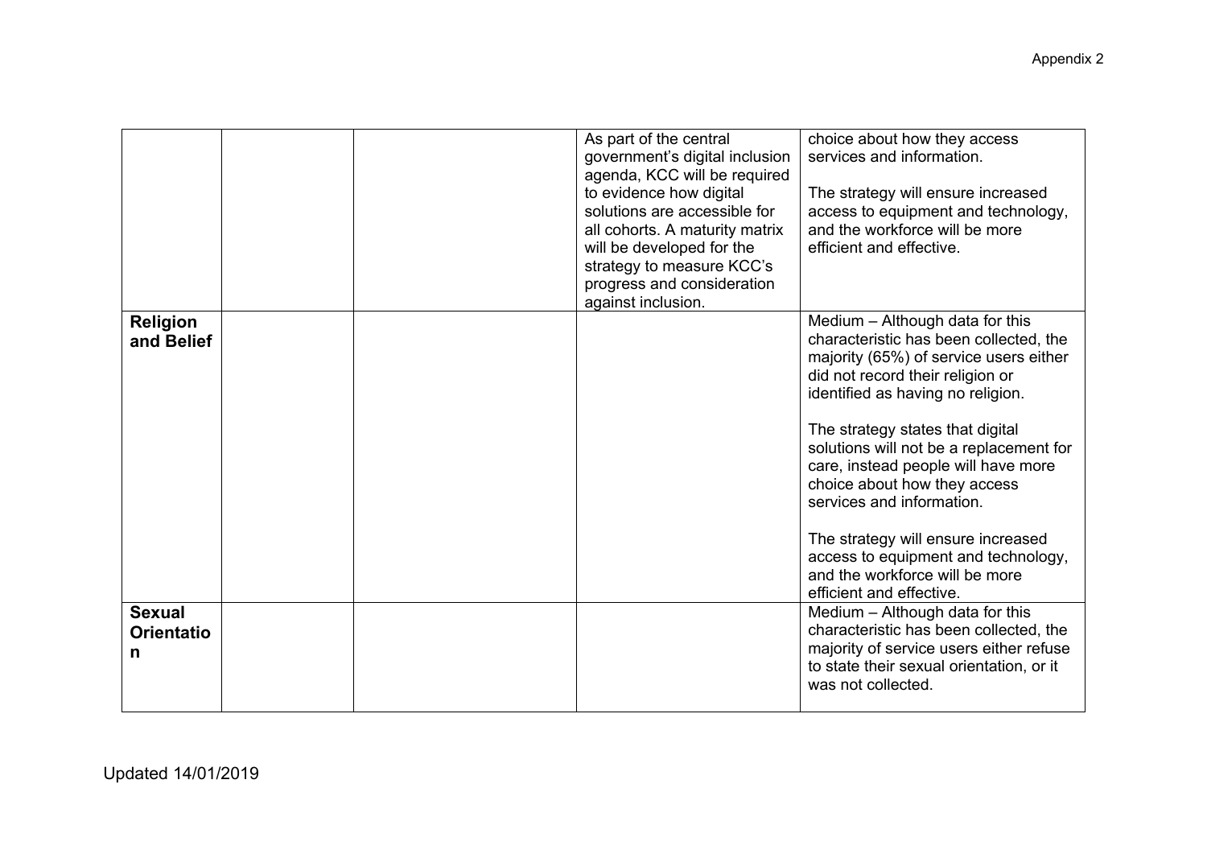| | | | | |
|---|---|---|---|---|
| | | | As part of the central government's digital inclusion agenda, KCC will be required to evidence how digital solutions are accessible for all cohorts. A maturity matrix will be developed for the strategy to measure KCC's progress and consideration against inclusion. | choice about how they access services and information.<br><br>The strategy will ensure increased access to equipment and technology, and the workforce will be more efficient and effective. |
| **Religion and Belief** | | | | Medium – Although data for this characteristic has been collected, the majority (65%) of service users either did not record their religion or identified as having no religion.<br><br>The strategy states that digital solutions will not be a replacement for care, instead people will have more choice about how they access services and information.<br><br>The strategy will ensure increased access to equipment and technology, and the workforce will be more efficient and effective. |
| **Sexual Orientation** | | | | Medium – Although data for this characteristic has been collected, the majority of service users either refuse to state their sexual orientation, or it was not collected. |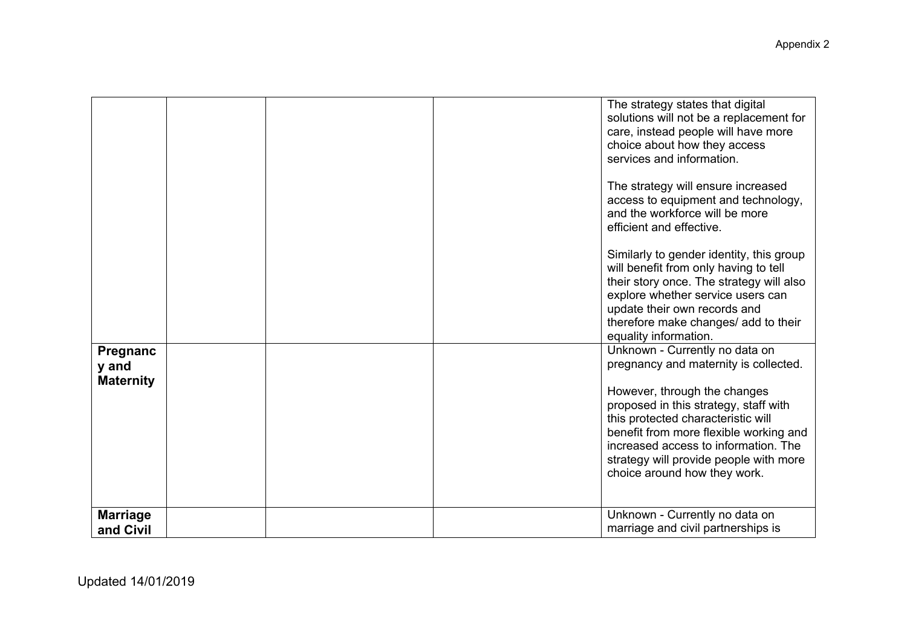| | | | | |
|---|---|---|---|---|
| | | | | The strategy states that digital solutions will not be a replacement for care, instead people will have more choice about how they access services and information.<br><br>The strategy will ensure increased access to equipment and technology, and the workforce will be more efficient and effective.<br><br>Similarly to gender identity, this group will benefit from only having to tell their story once. The strategy will also explore whether service users can update their own records and therefore make changes/ add to their equality information. |
| **Pregnancy and Maternity** | | | | Unknown - Currently no data on pregnancy and maternity is collected.<br><br>However, through the changes proposed in this strategy, staff with this protected characteristic will benefit from more flexible working and increased access to information. The strategy will provide people with more choice around how they work. |
| **Marriage and Civil** | | | | Unknown - Currently no data on marriage and civil partnerships is |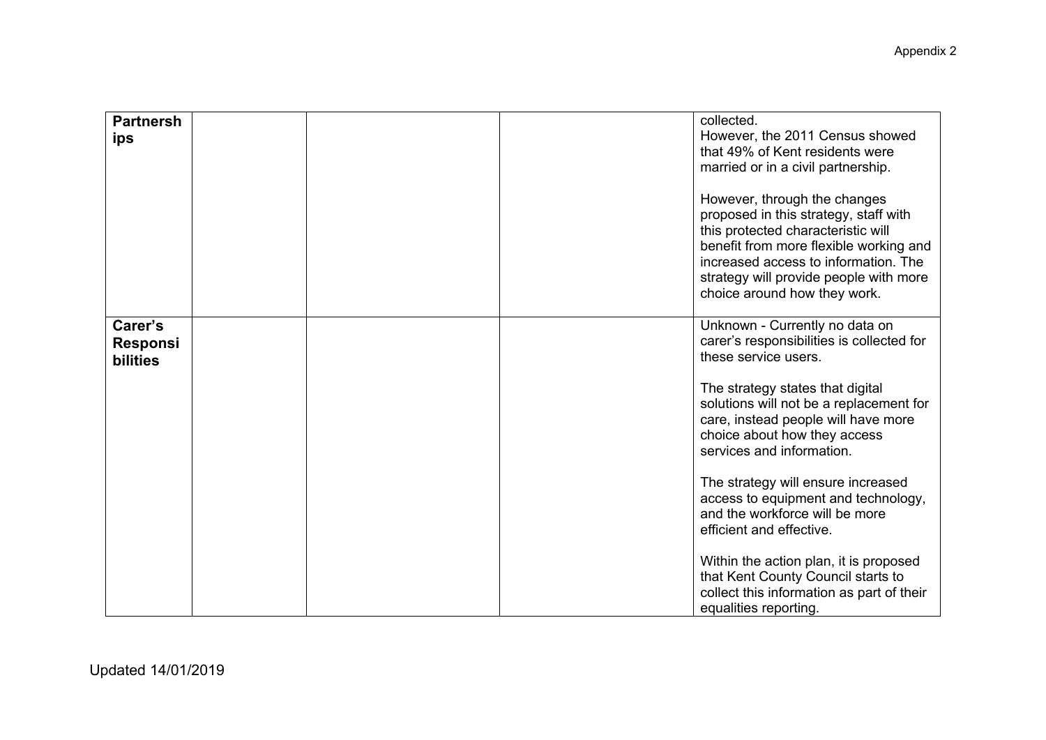| | | | | |
|---|---|---|---|---|
| **Partnerships** | | | | collected.<br>However, the 2011 Census showed that 49% of Kent residents were married or in a civil partnership.<br><br>However, through the changes proposed in this strategy, staff with this protected characteristic will benefit from more flexible working and increased access to information. The strategy will provide people with more choice around how they work. |
| **Carer's Responsibilities** | | | | Unknown - Currently no data on carer's responsibilities is collected for these service users.<br><br>The strategy states that digital solutions will not be a replacement for care, instead people will have more choice about how they access services and information.<br><br>The strategy will ensure increased access to equipment and technology, and the workforce will be more efficient and effective.<br><br>Within the action plan, it is proposed that Kent County Council starts to collect this information as part of their equalities reporting. |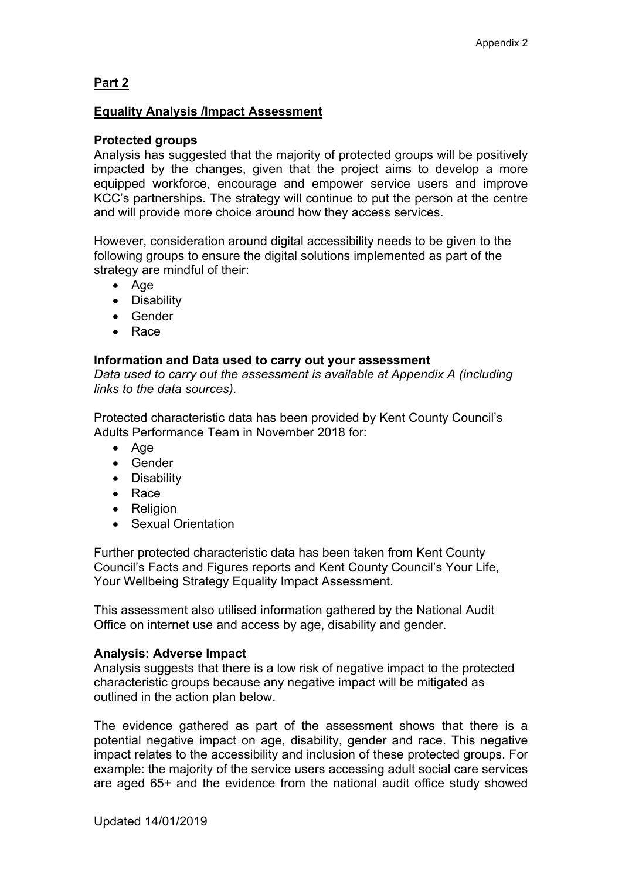## Part 2

## Equality Analysis /Impact Assessment

**Protected groups**

Analysis has suggested that the majority of protected groups will be positively impacted by the changes, given that the project aims to develop a more equipped workforce, encourage and empower service users and improve KCC's partnerships. The strategy will continue to put the person at the centre and will provide more choice around how they access services.

However, consideration around digital accessibility needs to be given to the following groups to ensure the digital solutions implemented as part of the strategy are mindful of their:

- Age
- Disability
- Gender
- Race

**Information and Data used to carry out your assessment**

*Data used to carry out the assessment is available at Appendix A (including links to the data sources).*

Protected characteristic data has been provided by Kent County Council's Adults Performance Team in November 2018 for:

- Age
- Gender
- Disability
- Race
- Religion
- Sexual Orientation

Further protected characteristic data has been taken from Kent County Council's Facts and Figures reports and Kent County Council's Your Life, Your Wellbeing Strategy Equality Impact Assessment.

This assessment also utilised information gathered by the National Audit Office on internet use and access by age, disability and gender.

**Analysis: Adverse Impact**

Analysis suggests that there is a low risk of negative impact to the protected characteristic groups because any negative impact will be mitigated as outlined in the action plan below.

The evidence gathered as part of the assessment shows that there is a potential negative impact on age, disability, gender and race. This negative impact relates to the accessibility and inclusion of these protected groups. For example: the majority of the service users accessing adult social care services are aged 65+ and the evidence from the national audit office study showed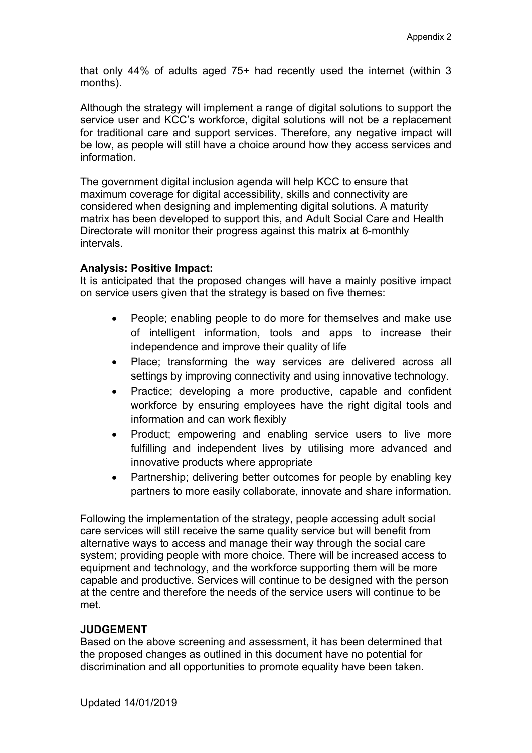that only 44% of adults aged 75+ had recently used the internet (within 3 months).

Although the strategy will implement a range of digital solutions to support the service user and KCC's workforce, digital solutions will not be a replacement for traditional care and support services. Therefore, any negative impact will be low, as people will still have a choice around how they access services and information.

The government digital inclusion agenda will help KCC to ensure that maximum coverage for digital accessibility, skills and connectivity are considered when designing and implementing digital solutions. A maturity matrix has been developed to support this, and Adult Social Care and Health Directorate will monitor their progress against this matrix at 6-monthly intervals.

**Analysis: Positive Impact:**
It is anticipated that the proposed changes will have a mainly positive impact on service users given that the strategy is based on five themes:

- People; enabling people to do more for themselves and make use of intelligent information, tools and apps to increase their independence and improve their quality of life
- Place; transforming the way services are delivered across all settings by improving connectivity and using innovative technology.
- Practice; developing a more productive, capable and confident workforce by ensuring employees have the right digital tools and information and can work flexibly
- Product; empowering and enabling service users to live more fulfilling and independent lives by utilising more advanced and innovative products where appropriate
- Partnership; delivering better outcomes for people by enabling key partners to more easily collaborate, innovate and share information.

Following the implementation of the strategy, people accessing adult social care services will still receive the same quality service but will benefit from alternative ways to access and manage their way through the social care system; providing people with more choice. There will be increased access to equipment and technology, and the workforce supporting them will be more capable and productive. Services will continue to be designed with the person at the centre and therefore the needs of the service users will continue to be met.

**JUDGEMENT**
Based on the above screening and assessment, it has been determined that the proposed changes as outlined in this document have no potential for discrimination and all opportunities to promote equality have been taken.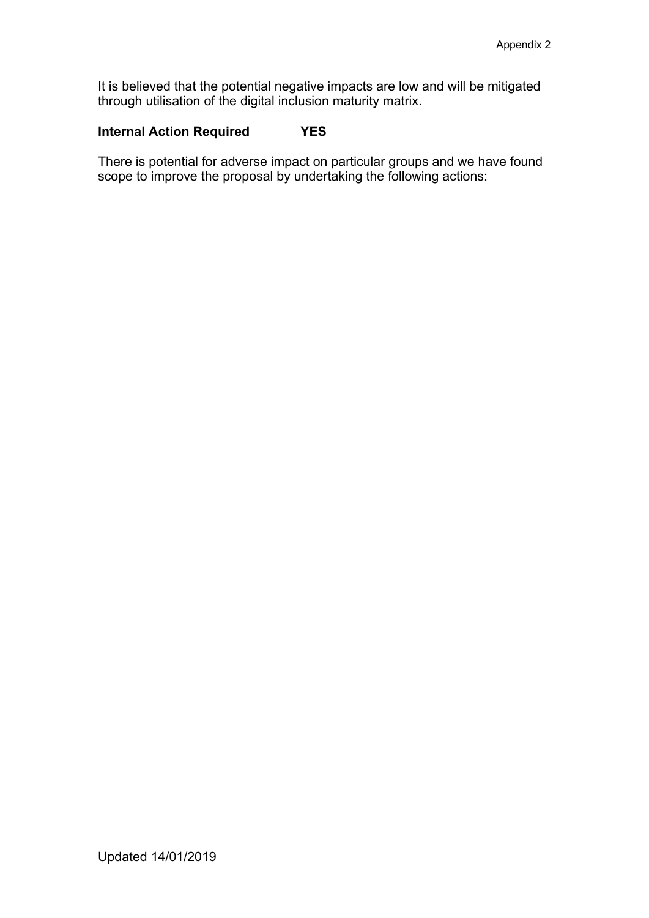It is believed that the potential negative impacts are low and will be mitigated through utilisation of the digital inclusion maturity matrix.

**Internal Action Required YES**

There is potential for adverse impact on particular groups and we have found scope to improve the proposal by undertaking the following actions: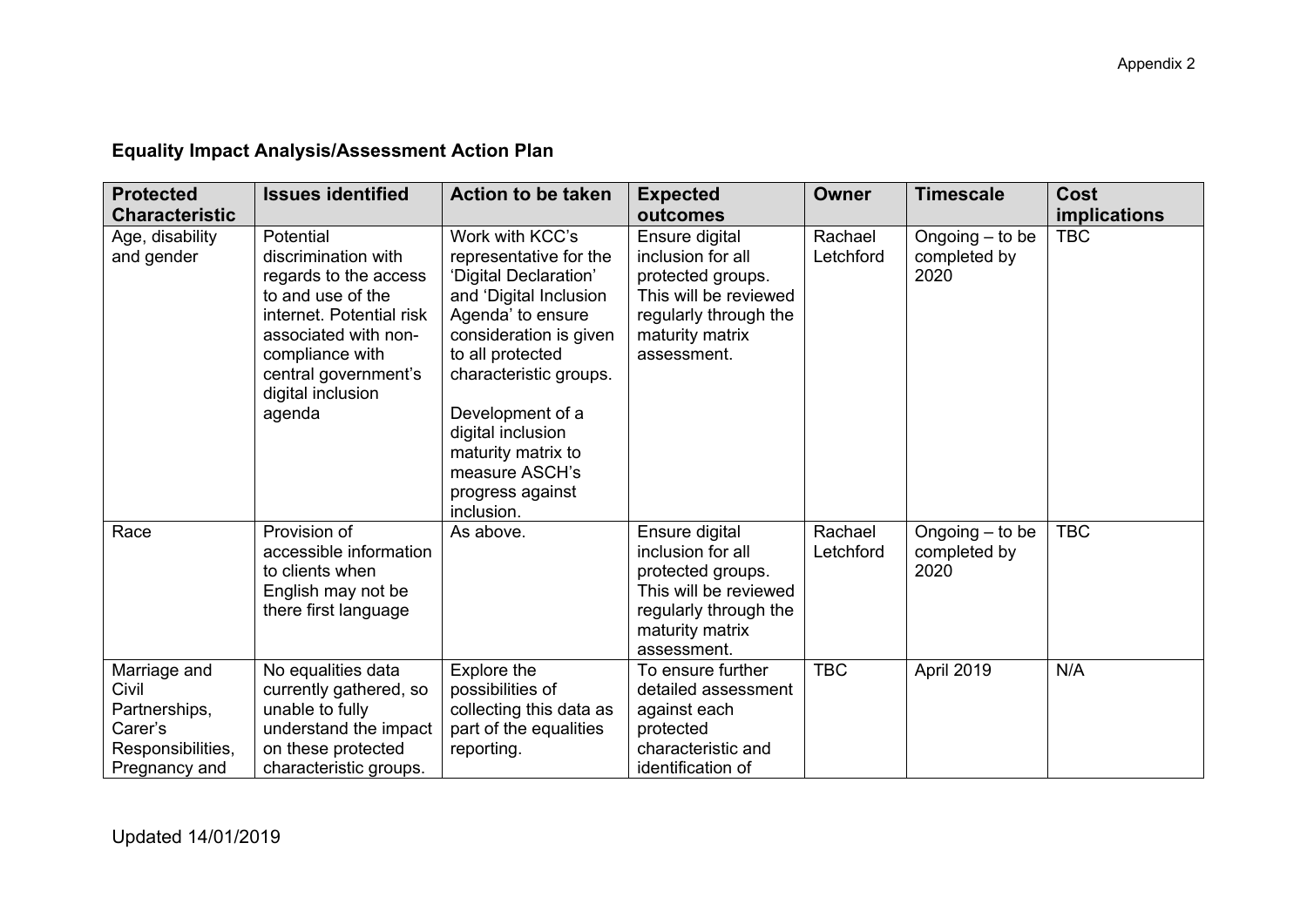Appendix 2

**Equality Impact Analysis/Assessment Action Plan**

| Protected Characteristic | Issues identified | Action to be taken | Expected outcomes | Owner | Timescale | Cost implications |
|---|---|---|---|---|---|---|
| Age, disability and gender | Potential discrimination with regards to the access to and use of the internet. Potential risk associated with non-compliance with central government's digital inclusion agenda | Work with KCC's representative for the 'Digital Declaration' and 'Digital Inclusion Agenda' to ensure consideration is given to all protected characteristic groups.<br><br>Development of a digital inclusion maturity matrix to measure ASCH's progress against inclusion. | Ensure digital inclusion for all protected groups. This will be reviewed regularly through the maturity matrix assessment. | Rachael Letchford | Ongoing – to be completed by 2020 | TBC |
| Race | Provision of accessible information to clients when English may not be there first language | As above. | Ensure digital inclusion for all protected groups. This will be reviewed regularly through the maturity matrix assessment. | Rachael Letchford | Ongoing – to be completed by 2020 | TBC |
| Marriage and Civil Partnerships, Carer's Responsibilities, Pregnancy and | No equalities data currently gathered, so unable to fully understand the impact on these protected characteristic groups. | Explore the possibilities of collecting this data as part of the equalities reporting. | To ensure further detailed assessment against each protected characteristic and identification of | TBC | April 2019 | N/A |

Updated 14/01/2019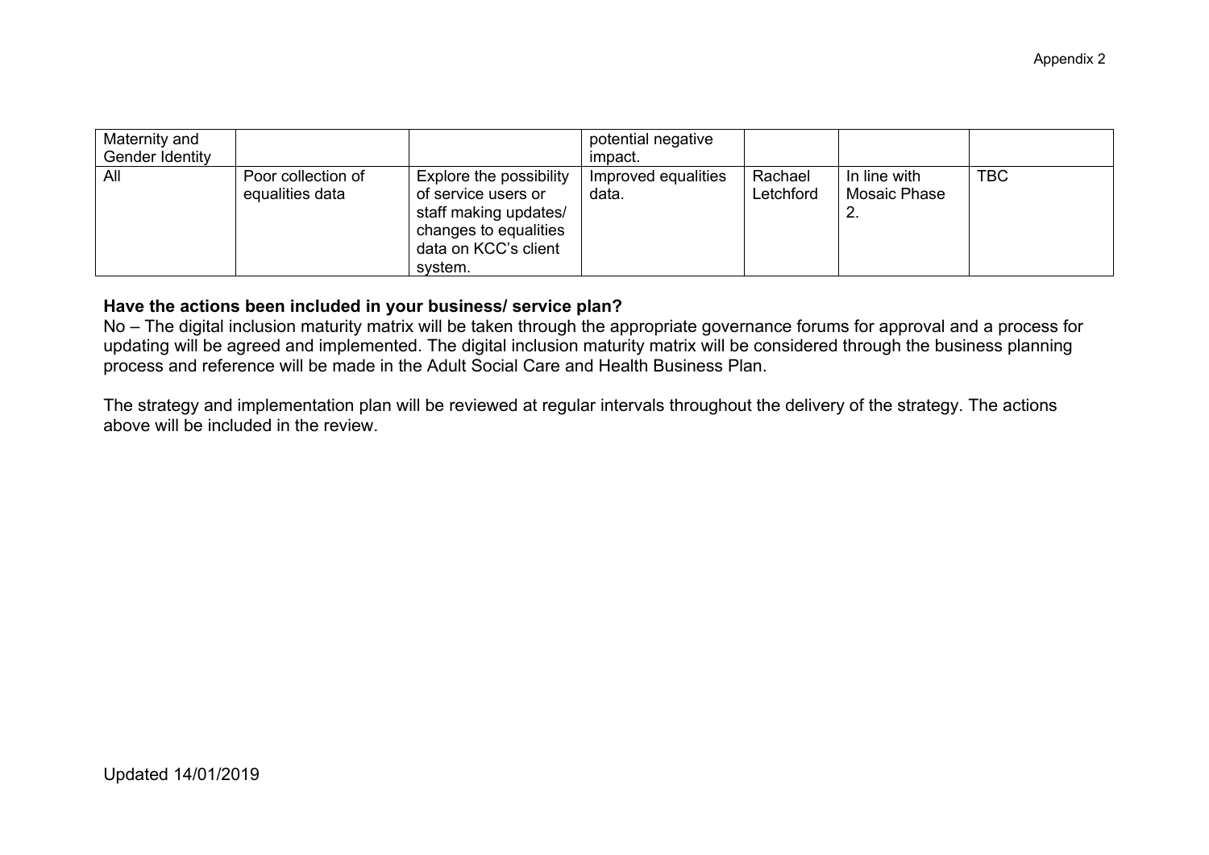| Maternity and Gender Identity | | | potential negative impact. | | | |
|---|---|---|---|---|---|---|
| All | Poor collection of equalities data | Explore the possibility of service users or staff making updates/ changes to equalities data on KCC's client system. | Improved equalities data. | Rachael Letchford | In line with Mosaic Phase 2. | TBC |

**Have the actions been included in your business/ service plan?**

No – The digital inclusion maturity matrix will be taken through the appropriate governance forums for approval and a process for updating will be agreed and implemented. The digital inclusion maturity matrix will be considered through the business planning process and reference will be made in the Adult Social Care and Health Business Plan.

The strategy and implementation plan will be reviewed at regular intervals throughout the delivery of the strategy. The actions above will be included in the review.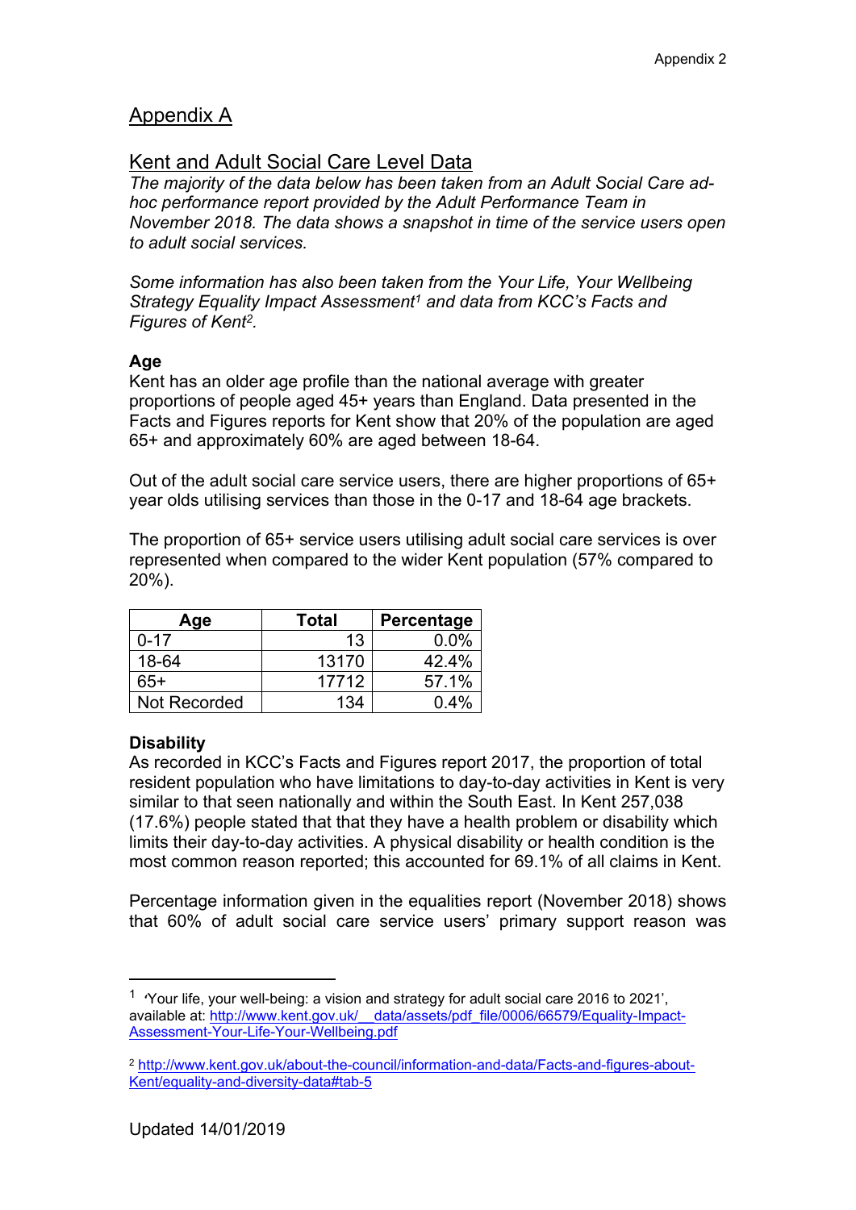## Appendix A

## Kent and Adult Social Care Level Data

*The majority of the data below has been taken from an Adult Social Care ad-hoc performance report provided by the Adult Performance Team in November 2018. The data shows a snapshot in time of the service users open to adult social services.*

*Some information has also been taken from the Your Life, Your Wellbeing Strategy Equality Impact Assessment[1] and data from KCC's Facts and Figures of Kent[2].*

**Age**

Kent has an older age profile than the national average with greater proportions of people aged 45+ years than England. Data presented in the Facts and Figures reports for Kent show that 20% of the population are aged 65+ and approximately 60% are aged between 18-64.

Out of the adult social care service users, there are higher proportions of 65+ year olds utilising services than those in the 0-17 and 18-64 age brackets.

The proportion of 65+ service users utilising adult social care services is over represented when compared to the wider Kent population (57% compared to 20%).

| Age | Total | Percentage |
|---|---|---|
| 0-17 | 13 | 0.0% |
| 18-64 | 13170 | 42.4% |
| 65+ | 17712 | 57.1% |
| Not Recorded | 134 | 0.4% |

**Disability**

As recorded in KCC's Facts and Figures report 2017, the proportion of total resident population who have limitations to day-to-day activities in Kent is very similar to that seen nationally and within the South East. In Kent 257,038 (17.6%) people stated that that they have a health problem or disability which limits their day-to-day activities. A physical disability or health condition is the most common reason reported; this accounted for 69.1% of all claims in Kent.

Percentage information given in the equalities report (November 2018) shows that 60% of adult social care service users' primary support reason was

---

[1] 'Your life, your well-being: a vision and strategy for adult social care 2016 to 2021', available at: http://www.kent.gov.uk/__data/assets/pdf_file/0006/66579/Equality-Impact-Assessment-Your-Life-Your-Wellbeing.pdf

[2] http://www.kent.gov.uk/about-the-council/information-and-data/Facts-and-figures-about-Kent/equality-and-diversity-data#tab-5

Updated 14/01/2019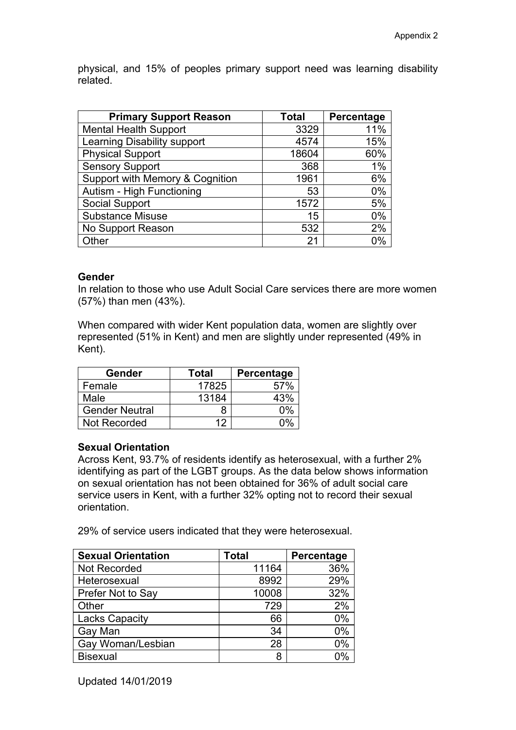physical, and 15% of peoples primary support need was learning disability related.

| Primary Support Reason | Total | Percentage |
|---|---|---|
| Mental Health Support | 3329 | 11% |
| Learning Disability support | 4574 | 15% |
| Physical Support | 18604 | 60% |
| Sensory Support | 368 | 1% |
| Support with Memory & Cognition | 1961 | 6% |
| Autism - High Functioning | 53 | 0% |
| Social Support | 1572 | 5% |
| Substance Misuse | 15 | 0% |
| No Support Reason | 532 | 2% |
| Other | 21 | 0% |

**Gender**

In relation to those who use Adult Social Care services there are more women (57%) than men (43%).

When compared with wider Kent population data, women are slightly over represented (51% in Kent) and men are slightly under represented (49% in Kent).

| Gender | Total | Percentage |
|---|---|---|
| Female | 17825 | 57% |
| Male | 13184 | 43% |
| Gender Neutral | 8 | 0% |
| Not Recorded | 12 | 0% |

**Sexual Orientation**

Across Kent, 93.7% of residents identify as heterosexual, with a further 2% identifying as part of the LGBT groups. As the data below shows information on sexual orientation has not been obtained for 36% of adult social care service users in Kent, with a further 32% opting not to record their sexual orientation.

29% of service users indicated that they were heterosexual.

| Sexual Orientation | Total | Percentage |
|---|---|---|
| Not Recorded | 11164 | 36% |
| Heterosexual | 8992 | 29% |
| Prefer Not to Say | 10008 | 32% |
| Other | 729 | 2% |
| Lacks Capacity | 66 | 0% |
| Gay Man | 34 | 0% |
| Gay Woman/Lesbian | 28 | 0% |
| Bisexual | 8 | 0% |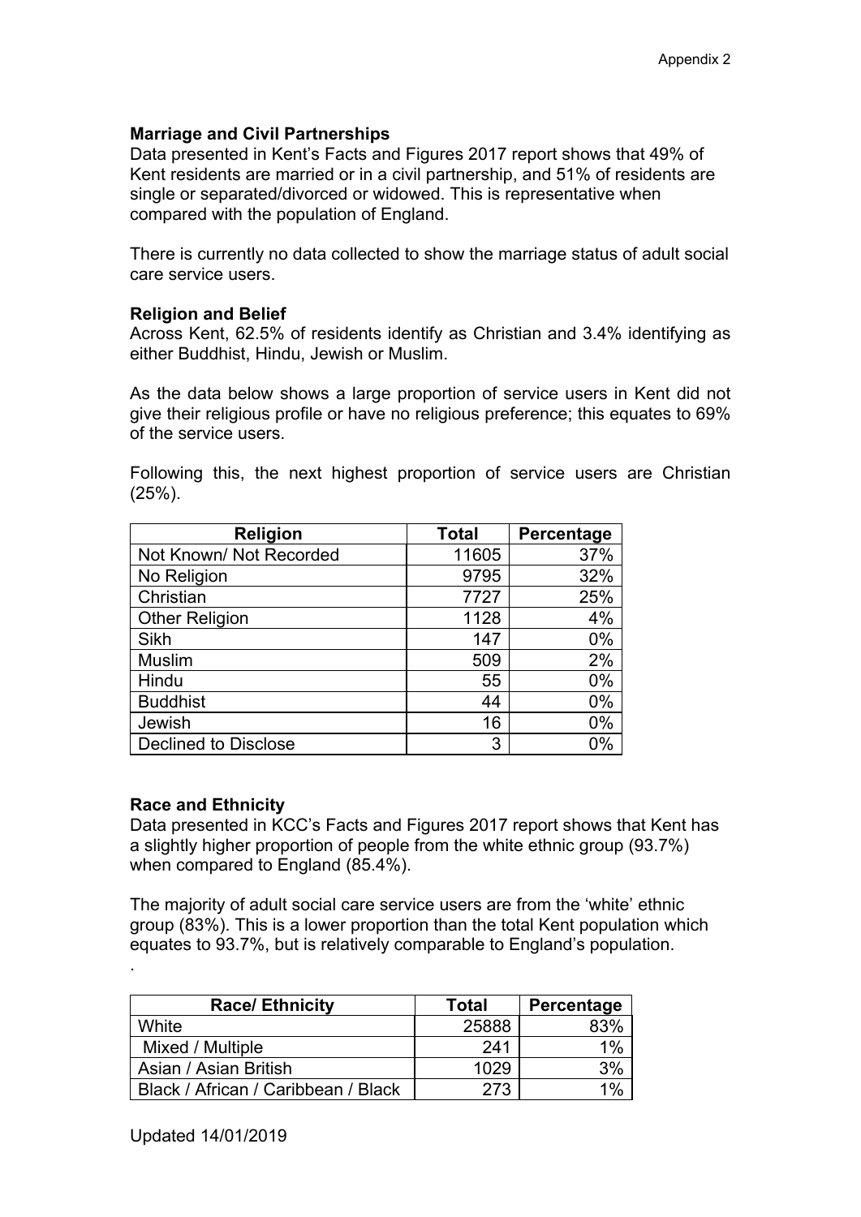## Marriage and Civil Partnerships

Data presented in Kent's Facts and Figures 2017 report shows that 49% of Kent residents are married or in a civil partnership, and 51% of residents are single or separated/divorced or widowed. This is representative when compared with the population of England.

There is currently no data collected to show the marriage status of adult social care service users.

## Religion and Belief

Across Kent, 62.5% of residents identify as Christian and 3.4% identifying as either Buddhist, Hindu, Jewish or Muslim.

As the data below shows a large proportion of service users in Kent did not give their religious profile or have no religious preference; this equates to 69% of the service users.

Following this, the next highest proportion of service users are Christian (25%).

| Religion | Total | Percentage |
|---|---|---|
| Not Known/ Not Recorded | 11605 | 37% |
| No Religion | 9795 | 32% |
| Christian | 7727 | 25% |
| Other Religion | 1128 | 4% |
| Sikh | 147 | 0% |
| Muslim | 509 | 2% |
| Hindu | 55 | 0% |
| Buddhist | 44 | 0% |
| Jewish | 16 | 0% |
| Declined to Disclose | 3 | 0% |

## Race and Ethnicity

Data presented in KCC's Facts and Figures 2017 report shows that Kent has a slightly higher proportion of people from the white ethnic group (93.7%) when compared to England (85.4%).

The majority of adult social care service users are from the 'white' ethnic group (83%). This is a lower proportion than the total Kent population which equates to 93.7%, but is relatively comparable to England's population.

.

| Race/ Ethnicity | Total | Percentage |
|---|---|---|
| White | 25888 | 83% |
| Mixed / Multiple | 241 | 1% |
| Asian / Asian British | 1029 | 3% |
| Black / African / Caribbean / Black | 273 | 1% |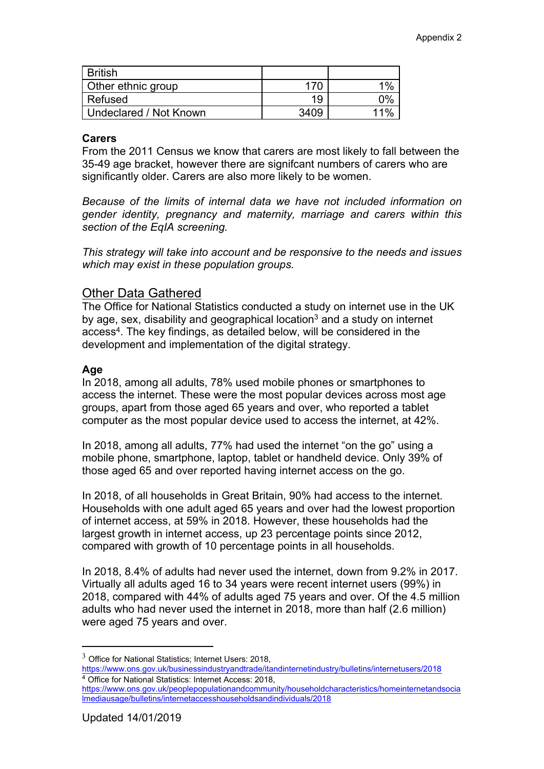| British | | |
|---|---|---|
| Other ethnic group | 170 | 1% |
| Refused | 19 | 0% |
| Undeclared / Not Known | 3409 | 11% |

**Carers**

From the 2011 Census we know that carers are most likely to fall between the 35-49 age bracket, however there are signifcant numbers of carers who are significantly older. Carers are also more likely to be women.

*Because of the limits of internal data we have not included information on gender identity, pregnancy and maternity, marriage and carers within this section of the EqIA screening.*

*This strategy will take into account and be responsive to the needs and issues which may exist in these population groups.*

## Other Data Gathered

The Office for National Statistics conducted a study on internet use in the UK by age, sex, disability and geographical location[3] and a study on internet access[4]. The key findings, as detailed below, will be considered in the development and implementation of the digital strategy.

**Age**

In 2018, among all adults, 78% used mobile phones or smartphones to access the internet. These were the most popular devices across most age groups, apart from those aged 65 years and over, who reported a tablet computer as the most popular device used to access the internet, at 42%.

In 2018, among all adults, 77% had used the internet "on the go" using a mobile phone, smartphone, laptop, tablet or handheld device. Only 39% of those aged 65 and over reported having internet access on the go.

In 2018, of all households in Great Britain, 90% had access to the internet. Households with one adult aged 65 years and over had the lowest proportion of internet access, at 59% in 2018. However, these households had the largest growth in internet access, up 23 percentage points since 2012, compared with growth of 10 percentage points in all households.

In 2018, 8.4% of adults had never used the internet, down from 9.2% in 2017. Virtually all adults aged 16 to 34 years were recent internet users (99%) in 2018, compared with 44% of adults aged 75 years and over. Of the 4.5 million adults who had never used the internet in 2018, more than half (2.6 million) were aged 75 years and over.

[3] Office for National Statistics; Internet Users: 2018, https://www.ons.gov.uk/businessindustryandtrade/itandinternetindustry/bulletins/internetusers/2018

[4] Office for National Statistics: Internet Access: 2018, https://www.ons.gov.uk/peoplepopulationandcommunity/householdcharacteristics/homeinternetandsocialmediausage/bulletins/internetaccesshouseholdsandindividuals/2018

Updated 14/01/2019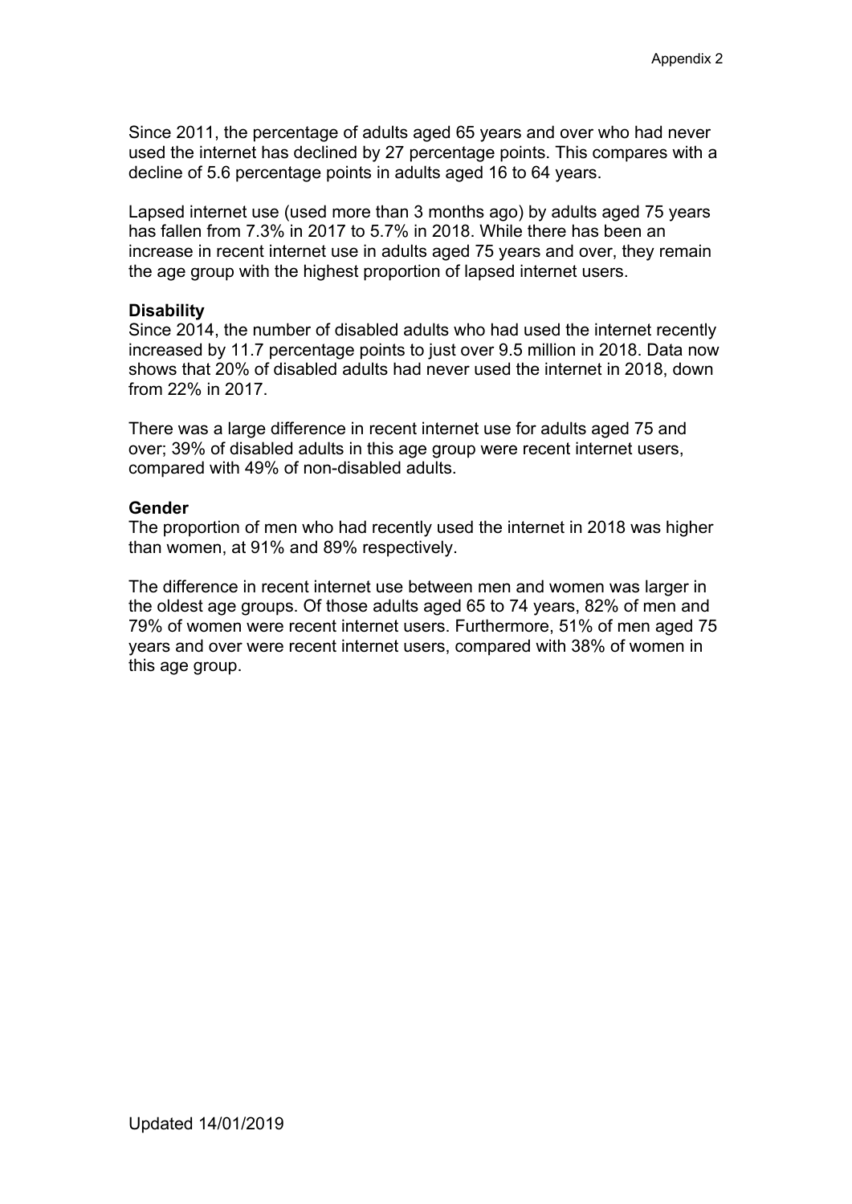Since 2011, the percentage of adults aged 65 years and over who had never used the internet has declined by 27 percentage points. This compares with a decline of 5.6 percentage points in adults aged 16 to 64 years.

Lapsed internet use (used more than 3 months ago) by adults aged 75 years has fallen from 7.3% in 2017 to 5.7% in 2018. While there has been an increase in recent internet use in adults aged 75 years and over, they remain the age group with the highest proportion of lapsed internet users.

**Disability**
Since 2014, the number of disabled adults who had used the internet recently increased by 11.7 percentage points to just over 9.5 million in 2018. Data now shows that 20% of disabled adults had never used the internet in 2018, down from 22% in 2017.

There was a large difference in recent internet use for adults aged 75 and over; 39% of disabled adults in this age group were recent internet users, compared with 49% of non-disabled adults.

**Gender**
The proportion of men who had recently used the internet in 2018 was higher than women, at 91% and 89% respectively.

The difference in recent internet use between men and women was larger in the oldest age groups. Of those adults aged 65 to 74 years, 82% of men and 79% of women were recent internet users. Furthermore, 51% of men aged 75 years and over were recent internet users, compared with 38% of women in this age group.